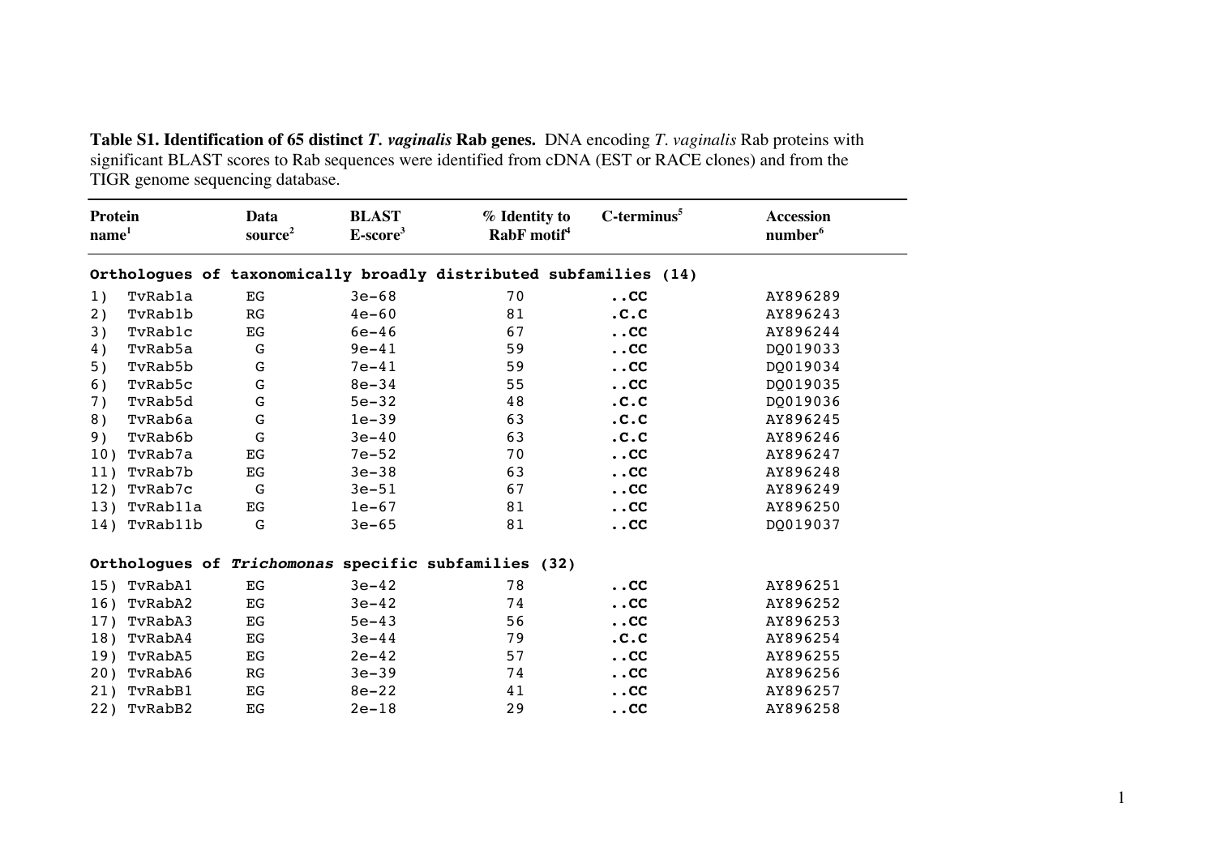**Table S1. Identification of 65 distinct *T. vaginalis* Rab genes.** DNA encoding *T. vaginalis* Rab proteins with significant BLAST scores to Rab sequences were identified from cDNA (EST or RACE clones) and from the TIGR genome sequencing database.

| Protein name[1] | Data source[2] | BLAST E-score[3] | % Identity to RabF motif[4] | C-terminus[5] | Accession number[6] |
|---|---|---|---|---|---|
| **Orthologues of taxonomically broadly distributed subfamilies (14)** | | | | | |
| 1) TvRab1a | EG | 3e-68 | 70 | **..CC** | AY896289 |
| 2) TvRab1b | RG | 4e-60 | 81 | **.C.C** | AY896243 |
| 3) TvRab1c | EG | 6e-46 | 67 | **..CC** | AY896244 |
| 4) TvRab5a | G | 9e-41 | 59 | **..CC** | DQ019033 |
| 5) TvRab5b | G | 7e-41 | 59 | **..CC** | DQ019034 |
| 6) TvRab5c | G | 8e-34 | 55 | **..CC** | DQ019035 |
| 7) TvRab5d | G | 5e-32 | 48 | **.C.C** | DQ019036 |
| 8) TvRab6a | G | 1e-39 | 63 | **.C.C** | AY896245 |
| 9) TvRab6b | G | 3e-40 | 63 | **.C.C** | AY896246 |
| 10) TvRab7a | EG | 7e-52 | 70 | **..CC** | AY896247 |
| 11) TvRab7b | EG | 3e-38 | 63 | **..CC** | AY896248 |
| 12) TvRab7c | G | 3e-51 | 67 | **..CC** | AY896249 |
| 13) TvRab11a | EG | 1e-67 | 81 | **..CC** | AY896250 |
| 14) TvRab11b | G | 3e-65 | 81 | **..CC** | DQ019037 |
| **Orthologues of *Trichomonas* specific subfamilies (32)** | | | | | |
| 15) TvRabA1 | EG | 3e-42 | 78 | **..CC** | AY896251 |
| 16) TvRabA2 | EG | 3e-42 | 74 | **..CC** | AY896252 |
| 17) TvRabA3 | EG | 5e-43 | 56 | **..CC** | AY896253 |
| 18) TvRabA4 | EG | 3e-44 | 79 | **.C.C** | AY896254 |
| 19) TvRabA5 | EG | 2e-42 | 57 | **..CC** | AY896255 |
| 20) TvRabA6 | RG | 3e-39 | 74 | **..CC** | AY896256 |
| 21) TvRabB1 | EG | 8e-22 | 41 | **..CC** | AY896257 |
| 22) TvRabB2 | EG | 2e-18 | 29 | **..CC** | AY896258 |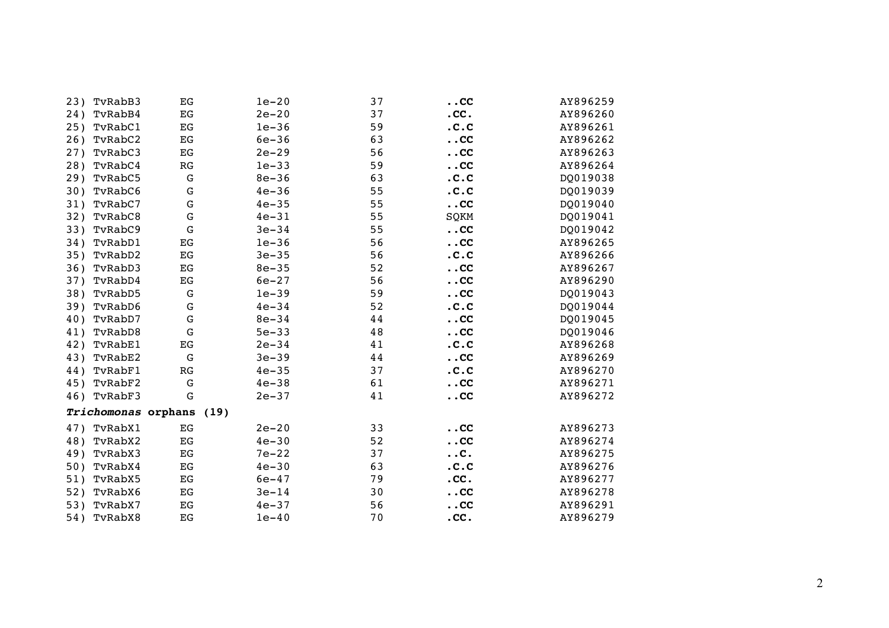| | | | | | |
|---|---|---|---|---|---|
| 23) TvRabB3 | EG | 1e−20 | 37 | **..CC** | AY896259 |
| 24) TvRabB4 | EG | 2e−20 | 37 | **.CC.** | AY896260 |
| 25) TvRabC1 | EG | 1e−36 | 59 | **.C.C** | AY896261 |
| 26) TvRabC2 | EG | 6e−36 | 63 | **..CC** | AY896262 |
| 27) TvRabC3 | EG | 2e−29 | 56 | **..CC** | AY896263 |
| 28) TvRabC4 | RG | 1e−33 | 59 | **..CC** | AY896264 |
| 29) TvRabC5 | G | 8e−36 | 63 | **.C.C** | DQ019038 |
| 30) TvRabC6 | G | 4e−36 | 55 | **.C.C** | DQ019039 |
| 31) TvRabC7 | G | 4e−35 | 55 | **..CC** | DQ019040 |
| 32) TvRabC8 | G | 4e−31 | 55 | SQKM | DQ019041 |
| 33) TvRabC9 | G | 3e−34 | 55 | **..CC** | DQ019042 |
| 34) TvRabD1 | EG | 1e−36 | 56 | **..CC** | AY896265 |
| 35) TvRabD2 | EG | 3e−35 | 56 | **.C.C** | AY896266 |
| 36) TvRabD3 | EG | 8e−35 | 52 | **..CC** | AY896267 |
| 37) TvRabD4 | EG | 6e−27 | 56 | **..CC** | AY896290 |
| 38) TvRabD5 | G | 1e−39 | 59 | **..CC** | DQ019043 |
| 39) TvRabD6 | G | 4e−34 | 52 | **.C.C** | DQ019044 |
| 40) TvRabD7 | G | 8e−34 | 44 | **..CC** | DQ019045 |
| 41) TvRabD8 | G | 5e−33 | 48 | **..CC** | DQ019046 |
| 42) TvRabE1 | EG | 2e−34 | 41 | **.C.C** | AY896268 |
| 43) TvRabE2 | G | 3e−39 | 44 | **..CC** | AY896269 |
| 44) TvRabF1 | RG | 4e−35 | 37 | **.C.C** | AY896270 |
| 45) TvRabF2 | G | 4e−38 | 61 | **..CC** | AY896271 |
| 46) TvRabF3 | G | 2e−37 | 41 | **..CC** | AY896272 |
| ***Trichomonas* orphans (19)** | | | | | |
| 47) TvRabX1 | EG | 2e−20 | 33 | **..CC** | AY896273 |
| 48) TvRabX2 | EG | 4e−30 | 52 | **..CC** | AY896274 |
| 49) TvRabX3 | EG | 7e−22 | 37 | **..C.** | AY896275 |
| 50) TvRabX4 | EG | 4e−30 | 63 | **.C.C** | AY896276 |
| 51) TvRabX5 | EG | 6e−47 | 79 | **.CC.** | AY896277 |
| 52) TvRabX6 | EG | 3e−14 | 30 | **..CC** | AY896278 |
| 53) TvRabX7 | EG | 4e−37 | 56 | **..CC** | AY896291 |
| 54) TvRabX8 | EG | 1e−40 | 70 | **.CC.** | AY896279 |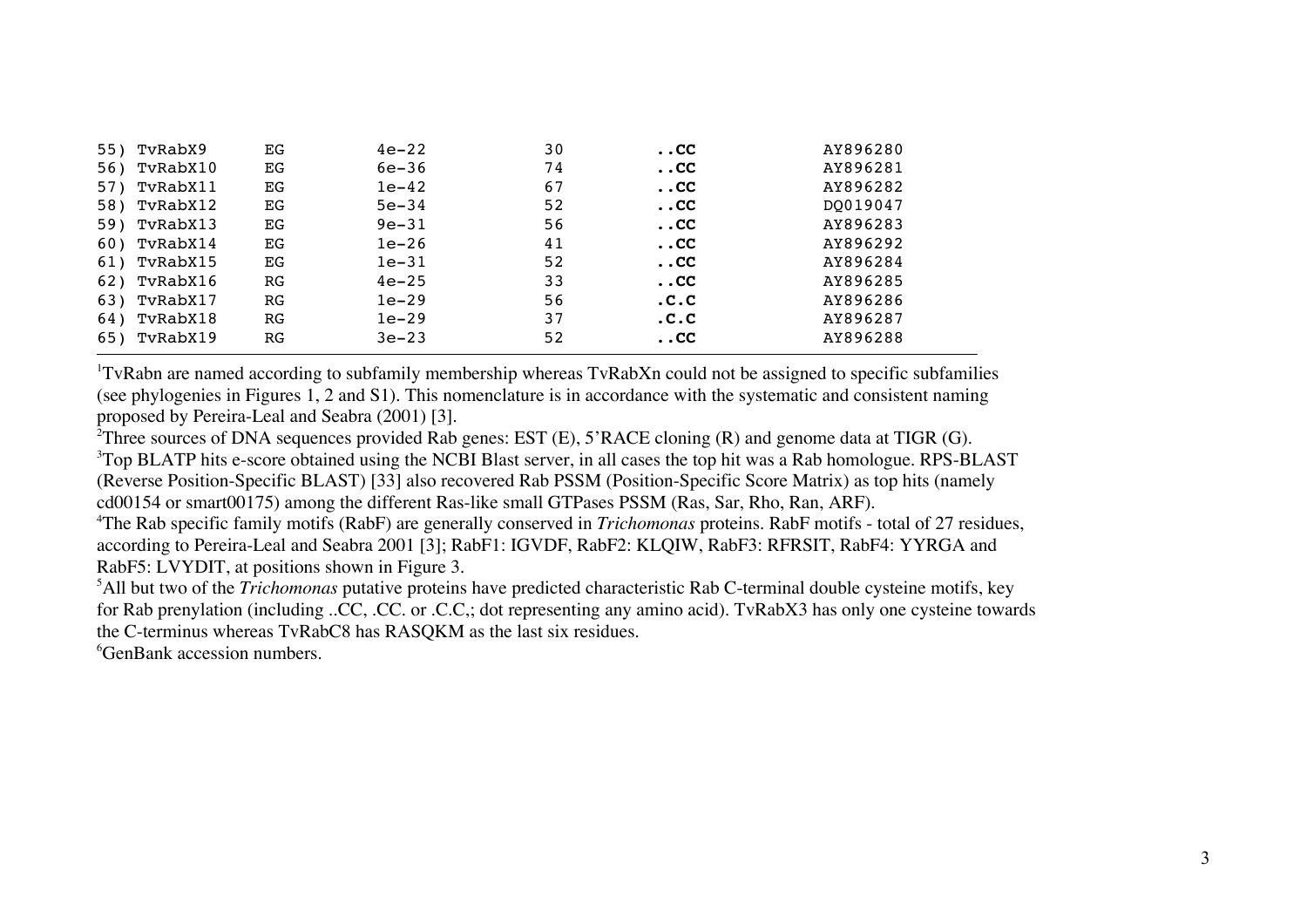| | | | | | |
|---|---|---|---|---|---|
| 55) TvRabX9 | EG | 4e-22 | 30 | **..CC** | AY896280 |
| 56) TvRabX10 | EG | 6e-36 | 74 | **..CC** | AY896281 |
| 57) TvRabX11 | EG | 1e-42 | 67 | **..CC** | AY896282 |
| 58) TvRabX12 | EG | 5e-34 | 52 | **..CC** | DQ019047 |
| 59) TvRabX13 | EG | 9e-31 | 56 | **..CC** | AY896283 |
| 60) TvRabX14 | EG | 1e-26 | 41 | **..CC** | AY896292 |
| 61) TvRabX15 | EG | 1e-31 | 52 | **..CC** | AY896284 |
| 62) TvRabX16 | RG | 4e-25 | 33 | **..CC** | AY896285 |
| 63) TvRabX17 | RG | 1e-29 | 56 | **.C.C** | AY896286 |
| 64) TvRabX18 | RG | 1e-29 | 37 | **.C.C** | AY896287 |
| 65) TvRabX19 | RG | 3e-23 | 52 | **..CC** | AY896288 |

[1]TvRabn are named according to subfamily membership whereas TvRabXn could not be assigned to specific subfamilies (see phylogenies in Figures 1, 2 and S1). This nomenclature is in accordance with the systematic and consistent naming proposed by Pereira-Leal and Seabra (2001) [3].

[2]Three sources of DNA sequences provided Rab genes: EST (E), 5'RACE cloning (R) and genome data at TIGR (G).

[3]Top BLATP hits e-score obtained using the NCBI Blast server, in all cases the top hit was a Rab homologue. RPS-BLAST (Reverse Position-Specific BLAST) [33] also recovered Rab PSSM (Position-Specific Score Matrix) as top hits (namely cd00154 or smart00175) among the different Ras-like small GTPases PSSM (Ras, Sar, Rho, Ran, ARF).

[4]The Rab specific family motifs (RabF) are generally conserved in *Trichomonas* proteins. RabF motifs - total of 27 residues, according to Pereira-Leal and Seabra 2001 [3]; RabF1: IGVDF, RabF2: KLQIW, RabF3: RFRSIT, RabF4: YYRGA and RabF5: LVYDIT, at positions shown in Figure 3.

[5]All but two of the *Trichomonas* putative proteins have predicted characteristic Rab C-terminal double cysteine motifs, key for Rab prenylation (including ..CC, .CC. or .C.C,; dot representing any amino acid). TvRabX3 has only one cysteine towards the C-terminus whereas TvRabC8 has RASQKM as the last six residues.

[6]GenBank accession numbers.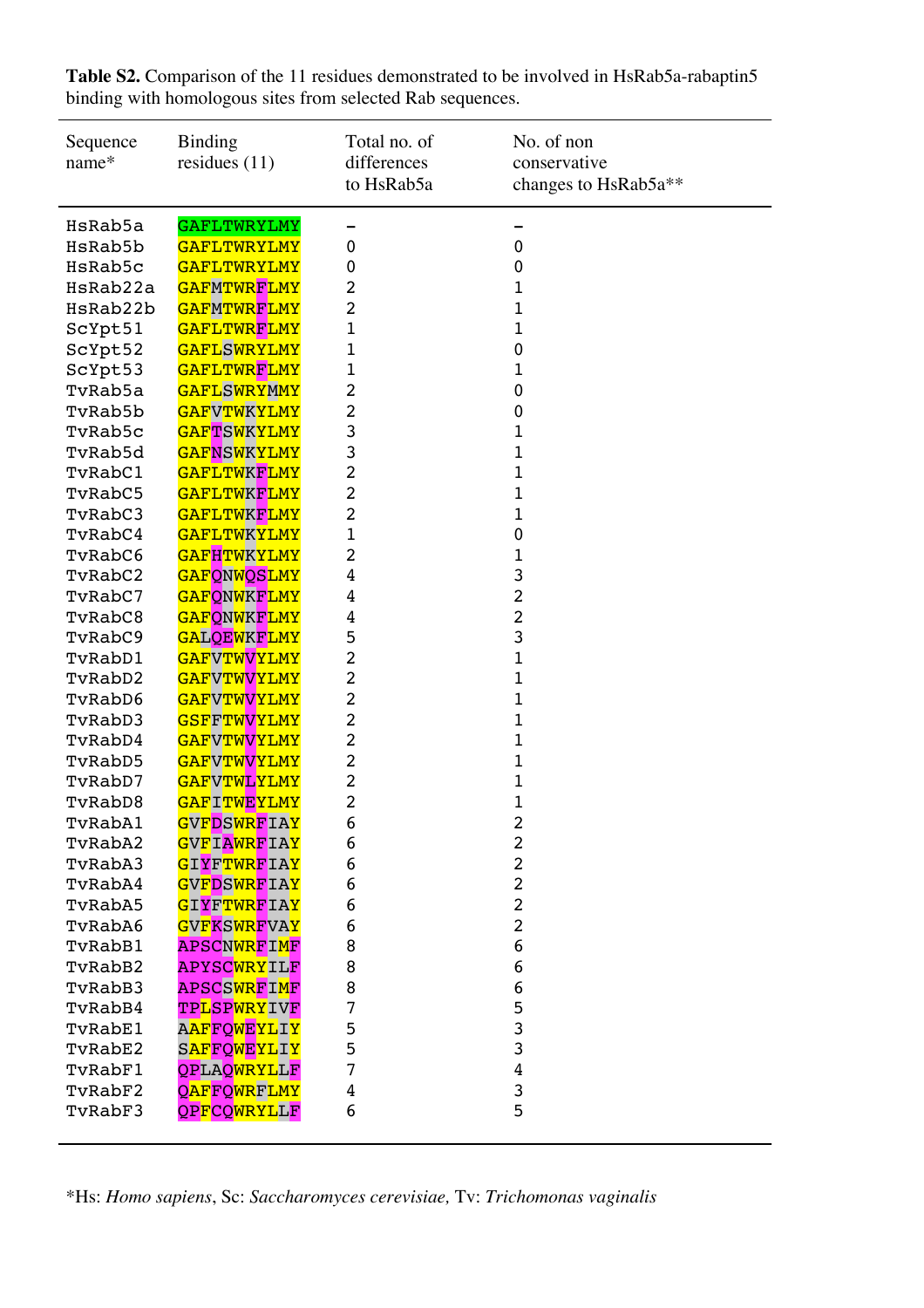**Table S2.** Comparison of the 11 residues demonstrated to be involved in HsRab5a-rabaptin5 binding with homologous sites from selected Rab sequences.

| Sequence name* | Binding residues (11) | Total no. of differences to HsRab5a | No. of non conservative changes to HsRab5a** |
|---|---|---|---|
| HsRab5a | GAFLTWRYLMY | – | – |
| HsRab5b | GAFLTWRYLMY | 0 | 0 |
| HsRab5c | GAFLTWRYLMY | 0 | 0 |
| HsRab22a | GAFMTWRFLMY | 2 | 1 |
| HsRab22b | GAFMTWRFLMY | 2 | 1 |
| ScYpt51 | GAFLTWRFLMY | 1 | 1 |
| ScYpt52 | GAFLSWRYLMY | 1 | 0 |
| ScYpt53 | GAFLTWRFLMY | 1 | 1 |
| TvRab5a | GAFLSWRYMMY | 2 | 0 |
| TvRab5b | GAFVTWKYLMY | 2 | 0 |
| TvRab5c | GAFTSWKYLMY | 3 | 1 |
| TvRab5d | GAFNSWKYLMY | 3 | 1 |
| TvRabC1 | GAFLTWKFLMY | 2 | 1 |
| TvRabC5 | GAFLTWKFLMY | 2 | 1 |
| TvRabC3 | GAFLTWKFLMY | 2 | 1 |
| TvRabC4 | GAFLTWKYLMY | 1 | 0 |
| TvRabC6 | GAFHTWKYLMY | 2 | 1 |
| TvRabC2 | GAFQNWQSLMY | 4 | 3 |
| TvRabC7 | GAFQNWKFLMY | 4 | 2 |
| TvRabC8 | GAFQNWKFLMY | 4 | 2 |
| TvRabC9 | GALQEWKFLMY | 5 | 3 |
| TvRabD1 | GAFVTWVYLMY | 2 | 1 |
| TvRabD2 | GAFVTWVYLMY | 2 | 1 |
| TvRabD6 | GAFVTWVYLMY | 2 | 1 |
| TvRabD3 | GSFFTWVYLMY | 2 | 1 |
| TvRabD4 | GAFVTWVYLMY | 2 | 1 |
| TvRabD5 | GAFVTWVYLMY | 2 | 1 |
| TvRabD7 | GAFVTWLYLMY | 2 | 1 |
| TvRabD8 | GAFITWEYLMY | 2 | 1 |
| TvRabA1 | GVFDSWRFIAY | 6 | 2 |
| TvRabA2 | GVFIAWRFIAY | 6 | 2 |
| TvRabA3 | GIYFTWRFIAY | 6 | 2 |
| TvRabA4 | GVFDSWRFIAY | 6 | 2 |
| TvRabA5 | GIYFTWRFIAY | 6 | 2 |
| TvRabA6 | GVFKSWRFVAY | 6 | 2 |
| TvRabB1 | APSCNWRFIMF | 8 | 6 |
| TvRabB2 | APYSCWRYILF | 8 | 6 |
| TvRabB3 | APSCSWRFIMF | 8 | 6 |
| TvRabB4 | TPLSPWRYIVF | 7 | 5 |
| TvRabE1 | AAFFQWEYLIY | 5 | 3 |
| TvRabE2 | SAFFQWEYLIY | 5 | 3 |
| TvRabF1 | QPLAQWRYLLF | 7 | 4 |
| TvRabF2 | QAFFQWRFLMY | 4 | 3 |
| TvRabF3 | QPFCQWRYLLF | 6 | 5 |

*Hs: *Homo sapiens*, Sc: *Saccharomyces cerevisiae,* Tv: *Trichomonas vaginalis*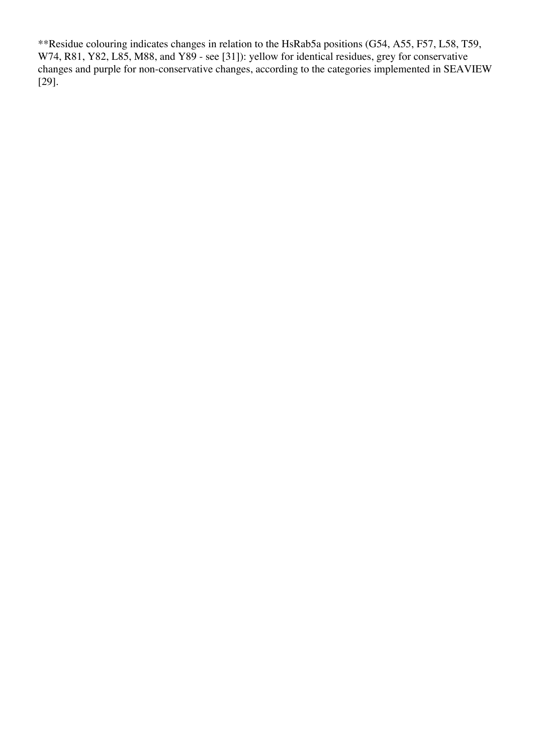**Residue colouring indicates changes in relation to the HsRab5a positions (G54, A55, F57, L58, T59, W74, R81, Y82, L85, M88, and Y89 - see [31]): yellow for identical residues, grey for conservative changes and purple for non-conservative changes, according to the categories implemented in SEAVIEW [29].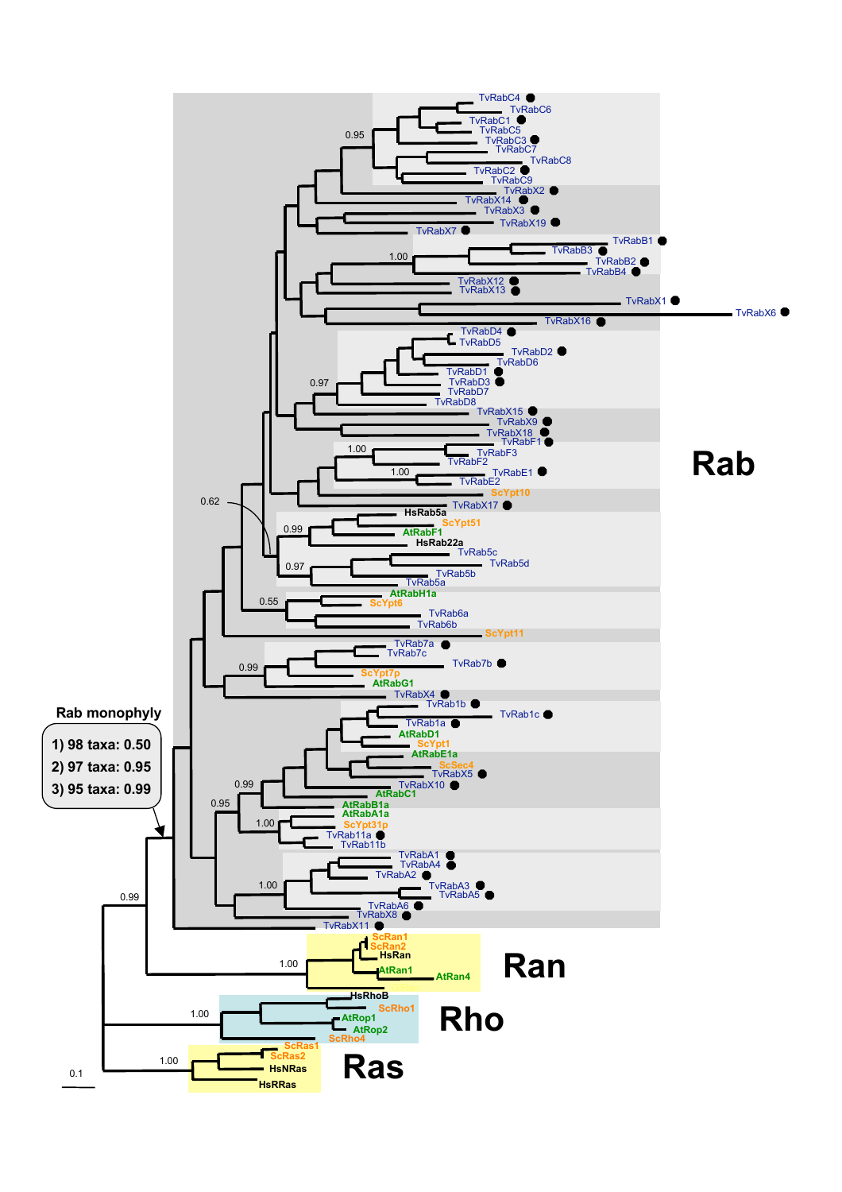Rab

Ran

Rho

Ras

Rab monophyly

1) 98 taxa: 0.50

2) 97 taxa: 0.95

3) 95 taxa: 0.99

TvRabC4, TvRabC6, TvRabC1, TvRabC5, TvRabC3, TvRabC7, TvRabC8, TvRabC2, TvRabC9, TvRabX2, TvRabX14, TvRabX3, TvRabX19, TvRabX7, TvRabB1, TvRabB3, TvRabB2, TvRabB4, TvRabX12, TvRabX13, TvRabX1, TvRabX6, TvRabX16, TvRabD4, TvRabD5, TvRabD2, TvRabD6, TvRabD1, TvRabD3, TvRabD7, TvRabD8, TvRabX15, TvRabX9, TvRabX18, TvRabF1, TvRabF3, TvRabF2, TvRabE1, TvRabE2, ScYpt10, TvRabX17, HsRab5a, ScYpt51, AtRabF1, HsRab22a, TvRab5c, TvRab5d, TvRab5b, TvRab5a, AtRabH1a, ScYpt6, TvRab6a, TvRab6b, ScYpt11, TvRab7a, TvRab7c, TvRab7b, ScYpt7p, AtRabG1, TvRabX4, TvRab1b, TvRab1c, TvRab1a, AtRabD1, ScYpt1, AtRabE1a, ScSec4, TvRabX5, TvRabX10, AtRabC1, AtRabB1a, AtRabA1a, ScYpt31p, TvRab11a, TvRab11b, TvRabA1, TvRabA4, TvRabA2, TvRabA3, TvRabA5, TvRabA6, TvRabX8, TvRabX11

ScRan1, ScRan2, HsRan, AtRan1, AtRan4

HsRhoB, ScRho1, AtRop1, AtRop2, ScRho4

ScRas1, ScRas2, HsNRas, HsRRas

0.95, 1.00, 0.97, 1.00, 1.00, 0.62, 0.99, 0.97, 0.55, 0.99, 0.99, 0.95, 1.00, 1.00, 0.99, 1.00, 1.00, 1.00

0.1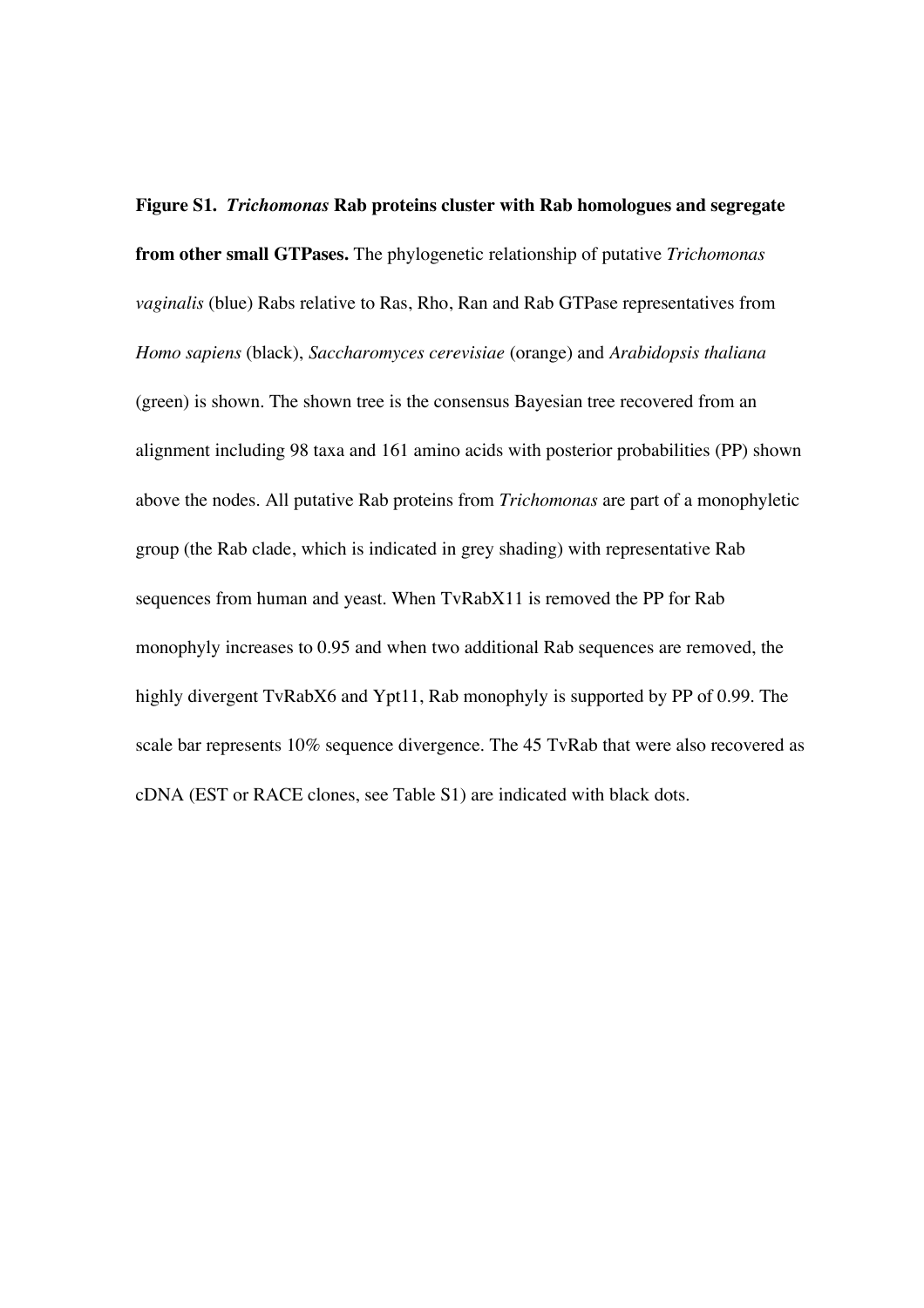**Figure S1.** ***Trichomonas*** **Rab proteins cluster with Rab homologues and segregate from other small GTPases.** The phylogenetic relationship of putative *Trichomonas vaginalis* (blue) Rabs relative to Ras, Rho, Ran and Rab GTPase representatives from *Homo sapiens* (black), *Saccharomyces cerevisiae* (orange) and *Arabidopsis thaliana* (green) is shown. The shown tree is the consensus Bayesian tree recovered from an alignment including 98 taxa and 161 amino acids with posterior probabilities (PP) shown above the nodes. All putative Rab proteins from *Trichomonas* are part of a monophyletic group (the Rab clade, which is indicated in grey shading) with representative Rab sequences from human and yeast. When TvRabX11 is removed the PP for Rab monophyly increases to 0.95 and when two additional Rab sequences are removed, the highly divergent TvRabX6 and Ypt11, Rab monophyly is supported by PP of 0.99. The scale bar represents 10% sequence divergence. The 45 TvRab that were also recovered as cDNA (EST or RACE clones, see Table S1) are indicated with black dots.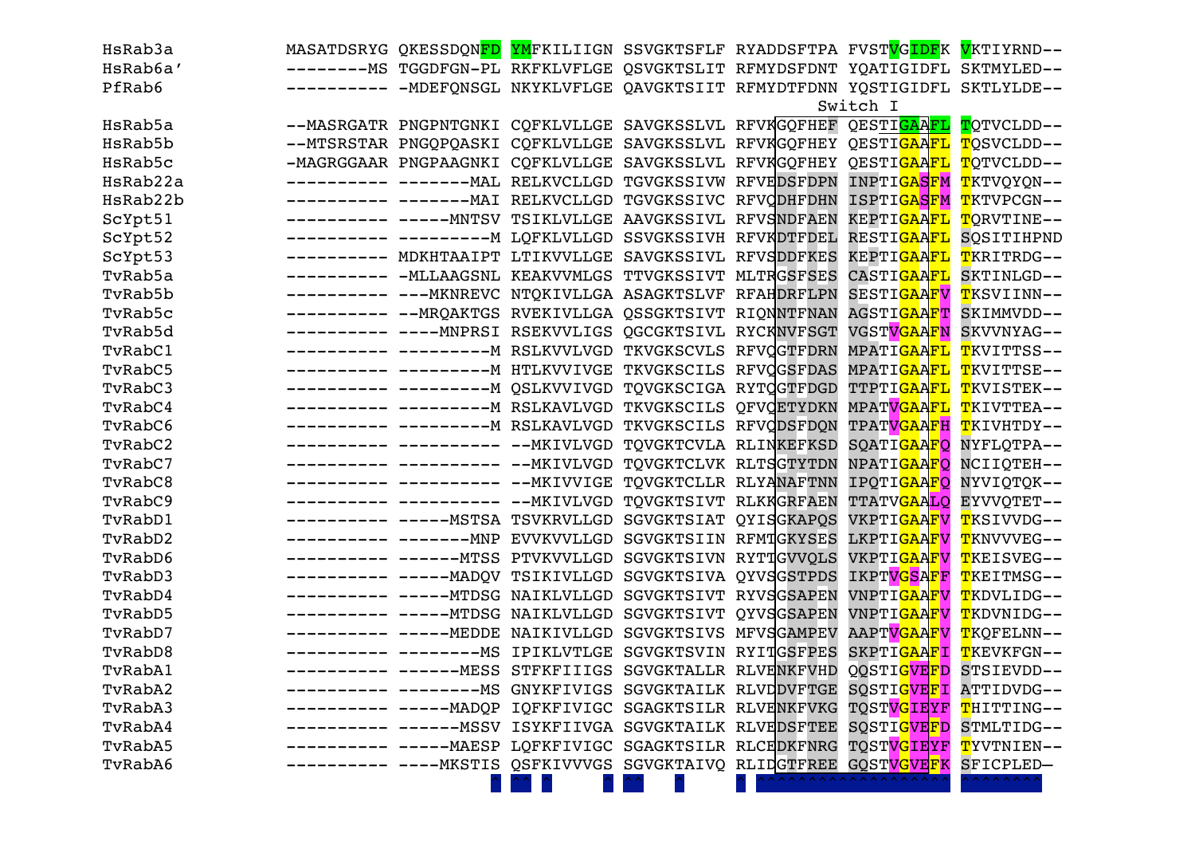```
HsRab3a      MASATDSRYG QKESSDQNFD YMFKILIIGN SSVGKTSFLF RYADDSFTPA FVSTVGIDFK VKTIYRND--
HsRab6a'     --------MS TGGDFGN-PL RKFKLVFLGE QSVGKTSLIT RFMYDSFDNT YQATIGIDFL SKTMYLED--
PfRab6       ---------- -MDEFQNSGL NKYKLVFLGE QAVGKTSIIT RFMYDTFDNN YQSTIGIDFL SKTLYLDE--
                                                                  Switch I
HsRab5a      --MASRGATR PNGPNTGNKI CQFKLVLLGE SAVGKSSLVL RFVKGQFHEF QESTIGAAFL TQTVCLDD--
HsRab5b      --MTSRSTAR PNGQPQASKI CQFKLVLLGE SAVGKSSLVL RFVKGQFHEY QESTIGAAFL TQSVCLDD--
HsRab5c      -MAGRGGAAR PNGPAAGNKI CQFKLVLLGE SAVGKSSLVL RFVKGQFHEY QESTIGAAFL TQTVCLDD--
HsRab22a     ---------- -------MAL RELKVCLLGD TGVGKSSIVW RFVEDSFDPN INPTIGASFM TKTVQYQN--
HsRab22b     ---------- -------MAI RELKVCLLGD TGVGKSSIVC RFVQDHFDHN ISPTIGASFM TKTVPCGN--
ScYpt51      ---------- -----MNTSV TSIKLVLLGE AAVGKSSIVL RFVSNDFAEN KEPTIGAAFL TQRVTINE--
ScYpt52      ---------- ---------M LQFKLVLLGD SSVGKSSIVH RFVKDTFDEL RESTIGAAFL SQSITIHPND
ScYpt53      ---------- MDKHTAAIPT LTIKVVLLGE SAVGKSSIVL RFVSDDFKES KEPTIGAAFL TKRITRDG--
TvRab5a      ---------- -MLLAAGSNL KEAKVVMLGS TTVGKSSIVT MLTRGSFSES CASTIGAAFL SKTINLGD--
TvRab5b      ---------- ---MKNREVC NTQKIVLLGA ASAGKTSLVF RFAHDRFLPN SESTIGAAFV TKSVIINN--
TvRab5c      ---------- --MRQAKTGS RVEKIVLLGA QSSGKTSIVT RIQNNTFNAN AGSTIGAAFT SKIMMVDD--
TvRab5d      ---------- ----MNPRSI RSEKVVLIGS QGCGKTSIVL RYCKNVFSGT VGSTVGAAFN SKVVNYAG--
TvRabC1      ---------- ---------M RSLKVVLVGD TKVGKSCVLS RFVQGTFDRN MPATIGAAFL TKVITTSS--
TvRabC5      ---------- ---------M HTLKVVIVGE TKVGKSCILS RFVQGSFDAS MPATIGAAFL TKVITTSE--
TvRabC3      ---------- ---------M QSLKVVIVGD TQVGKSCIGA RYTQGTFDGD TTPTIGAAFL TKVISTEK--
TvRabC4      ---------- ---------M RSLKAVLVGD TKVGKSCILS QFVQETYDKN MPATVGAAFL TKIVTTEA--
TvRabC6      ---------- ---------M RSLKAVLVGD TKVGKSCILS RFVQDSFDQN TPATVGAAFH TKIVHTDY--
TvRabC2      ---------- ---------- --MKIVLVGD TQVGKTCVLA RLINKEFKSD SQATIGAAFQ NYFLQTPA--
TvRabC7      ---------- ---------- --MKIVLVGD TQVGKTCLVK RLTSGTYTDN NPATIGAAFQ NCIIQTEH--
TvRabC8      ---------- ---------- --MKIVVIGE TQVGKTCLLR RLYANAFTNN IPQTIGAAFQ NYVIQTQK--
TvRabC9      ---------- ---------- --MKIVLVGD TQVGKTSIVT RLKKGRFAEN TTATVGAALQ EYVVQTET--
TvRabD1      ---------- -----MSTSA TSVKRVLLGD SGVGKTSIAT QYISGKAPQS VKPTIGAAFV TKSIVVDG--
TvRabD2      ---------- -------MNP EVVKVVLLGD SGVGKTSIIN RFMTGKYSES LKPTIGAAFV TKNVVVEG--
TvRabD6      ---------- ------MTSS PTVKVVLLGD SGVGKTSIVN RYTTGVVQLS VKPTIGAAFV TKEISVEG--
TvRabD3      ---------- -----MADQV TSIKIVLLGD SGVGKTSIVA QYVSGSTPDS IKPTVGSAFF TKEITMSG--
TvRabD4      ---------- -----MTDSG NAIKLVLLGD SGVGKTSIVT RYVSGSAPEN VNPTIGAAFV TKDVLIDG--
TvRabD5      ---------- -----MTDSG NAIKLVLLGD SGVGKTSIVT QYVSGSAPEN VNPTIGAAFV TKDVNIDG--
TvRabD7      ---------- -----MEDDE NAIKIVLLGD SGVGKTSIVS MFVSGAMPEV AAPTVGAAFV TKQFELNN--
TvRabD8      ---------- --------MS IPIKLVTLGE SGVGKTSVIN RYITGSFPES SKPTIGAAFI TKEVKFGN--
TvRabA1      ---------- ------MESS STFKFIIIGS SGVGKTALLR RLVENKFVHD QQSTIGVEFD STSIEVDD--
TvRabA2      ---------- --------MS GNYKFIVIGS SGVGKTAILK RLVDDVFTGE SQSTIGVEFI ATTIDVDG--
TvRabA3      ---------- -----MADQP IQFKFIVIGC SGAGKTSILR RLVENKFVKG TQSTVGIEYF THITTING--
TvRabA4      ---------- ------MSSV ISYKFIIVGA SGVGKTAILK RLVEDSFTEE SQSTIGVEFD STMLTIDG--
TvRabA5      ---------- -----MAESP LQFKFIVIGC SGAGKTSILR RLCEDKFNRG TQSTVGIEYF TYVTNIEN--
TvRabA6      ---------- ----MKTSIS QSFKIVVVGS SGVGKTAIVQ RLIDGTFREE GQSTVGVEFK SFICPLED—
```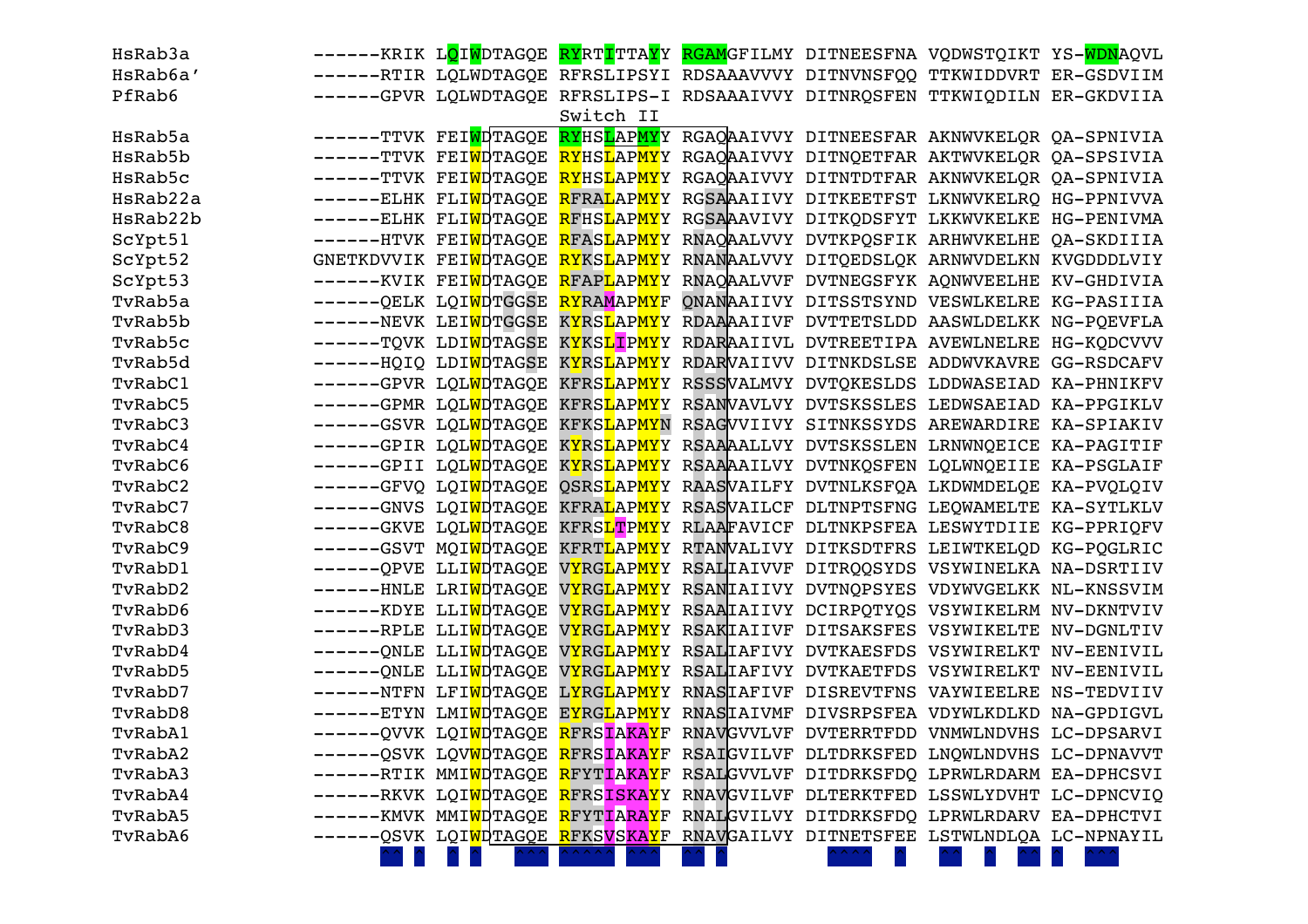```
HsRab3a     ------KRIK LQIWDTAGQE RYRTITTAYY RGAMGFILMY DITNEESFNA VQDWSTQIKT YS-WDNAQVL
HsRab6a'    ------RTIR LQLWDTAGQE RFRSLIPSYI RDSAAAVVVY DITNVNSFQQ TTKWIDDVRT ER-GSDVIIM
PfRab6      ------GPVR LQLWDTAGQE RFRSLIPS-I RDSAAAIVVY DITNRQSFEN TTKWIQDILN ER-GKDVIIA
                                  Switch II
HsRab5a     ------TTVK FEIWDTAGQE RYHSLAPMYY RGAQAAIVVY DITNEESFAR AKNWVKELQR QA-SPNIVIA
HsRab5b     ------TTVK FEIWDTAGQE RYHSLAPMYY RGAQAAIVVY DITNQETFAR AKTWVKELQR QA-SPSIVIA
HsRab5c     ------TTVK FEIWDTAGQE RYHSLAPMYY RGAQAAIVVY DITNTDTFAR AKNWVKELQR QA-SPNIVIA
HsRab22a    ------ELHK FLIWDTAGQE RFRALAPMYY RGSAAAIIVY DITKEETFST LKNWVKELRQ HG-PPNIVVA
HsRab22b    ------ELHK FLIWDTAGQE RFHSLAPMYY RGSAAAVIVY DITKQDSFYT LKKWVKELKE HG-PENIVMA
ScYpt51     ------HTVK FEIWDTAGQE RFASLAPMYY RNAQAALVVY DVTKPQSFIK ARHWVKELHE QA-SKDIIIA
ScYpt52     GNETKDVVIK FEIWDTAGQE RYKSLAPMYY RNANAALVVY DITQEDSLQK ARNWVDELKN KVGDDDLVIY
ScYpt53     ------KVIK FEIWDTAGQE RFAPLAPMYY RNAQAALVVF DVTNEGSFYK AQNWVEELHE KV-GHDIVIA
TvRab5a     ------QELK LQIWDTGGSE RYRAMAPMYF QNANAAIIVF DITSSTSYND VESWLKELRE KG-PASIIIA
TvRab5b     ------NEVK LEIWDTGGSE KYRSLAPMYY RDAAAAIIVF DVTTETSLDD AASWLDELKK NG-PQEVFLA
TvRab5c     ------TQVK LDIWDTAGSE KYKSLIPMYY RDARAAIIVL DVTREETIPA AVEWLNELRE HG-KQDCVVV
TvRab5d     ------HQIQ LDIWDTAGSE KYRSLAPMYY RDARVAIIVV DITNKDSLSE ADDWVKAVRE GG-RSDCAFV
TvRabC1     ------GPVR LQLWDTAGQE KFRSLAPMYY RSSSVALMVY DVTQKESLDS LDDWASEIAD KA-PHNIKFV
TvRabC5     ------GPMR LQLWDTAGQE KFRSLAPMYY RSANVAVLVY DVTSKSSLES LEDWSAEIAD KA-PPGIKLV
TvRabC3     ------GSVR LQLWDTAGQE KFKSLAPMYN RSAGVVIIVY SITNKSSYDS AREWARDIRE KA-SPIAKIV
TvRabC4     ------GPIR LQLWDTAGQE KYRSLAPMYY RSAAAALLVY DVTSKSSLEN LRNWNQEICE KA-PAGITIF
TvRabC6     ------GPII LQLWDTAGQE KYRSLAPMYY RSAAAAILVY DVTNKQSFEN LQLWNQEIIE KA-PSGLAIF
TvRabC2     ------GFVQ LQIWDTAGQE QSRSLAPMYY RAASVAILFY DVTNLKSFQA LKDWMDELQE KA-PVQLQIV
TvRabC7     ------GNVS LQIWDTAGQE KFRALAPMYY RSASVAILCF DLTNPTSFNG LEQWAMELTE KA-SYTLKLV
TvRabC8     ------GKVE LQLWDTAGQE KFRSLTPMYY RLAAFAVICF DLTNKPSFEA LESWYTDIIE KG-PPRIQFV
TvRabC9     ------GSVT MQIWDTAGQE KFRTLAPMYY RTANVALIVY DITKSDTFRS LEIWTKELQD KG-PQGLRIC
TvRabD1     ------QPVE LLIWDTAGQE VYRGLAPMYY RSALIAIIVF DITRQQSYDS VSYWINELKA NA-DSRTIIV
TvRabD2     ------HNLE LRIWDTAGQE VYRGLAPMYY RSANIAIIVY DVTNQPSYES VDYWVGELKK NL-KNSSVIM
TvRabD6     ------KDYE LLIWDTAGQE VYRGLAPMYY RSAAIAIIVY DCIRPQTYQS VSYWIKELRM NV-DKNTVIV
TvRabD3     ------RPLE LLIWDTAGQE VYRGLAPMYY RSAKIAIIVF DITSAKSFES VSYWIKELTE NV-DGNLTIV
TvRabD4     ------QNLE LLIWDTAGQE VYRGLAPMYY RSALIAFIVY DVTKAESFDS VSYWIRELKT NV-EENIVIL
TvRabD5     ------QNLE LLIWDTAGQE VYRGLAPMYY RSALIAFIVY DVTKAETFDS VSYWIRELKT NV-EENIVIL
TvRabD7     ------NTFN LFIWDTAGQE LYRGLAPMYY RNASIAFIVF DISREVTFNS VAYWIEELRE NS-TEDVIIV
TvRabD8     ------ETYN LMIWDTAGQE EYRGLAPMYY RNASIAIVMF DIVSRPSFEA VDYWLKDLKD NA-GPDIGVL
TvRabA1     ------QVVK LQIWDTAGQE RFRSIAKAYF RNAVGVVLVF DVTERRTFDD VNMWLNDVHS LC-DPSARVI
TvRabA2     ------QSVK LQVWDTAGQE RFRSIAKAYF RSAIGVILVF DLTDRKSFED LNQWLNDVHS LC-DPNAVVT
TvRabA3     ------RTIK MMIWDTAGQE RFYTIAKAYF RSALGVVLVF DITDRKSFDQ LPRWLRDARM EA-DPHCSVI
TvRabA4     ------RKVK LQIWDTAGQE RFRSISKAYY RNAVGVILVF DLTERKTFED LSSWLYDVHT LC-DPNCVIQ
TvRabA5     ------KMVK MMIWDTAGQE RFYTIARAYF RNALGVILVY DITDRKSFDQ LPRWLRDARV EA-DPHCTVI
TvRabA6     ------QSVK LQIWDTAGQE RFKSVSKAYF RNAVGAILVY DITNETSFEE LSTWLNDLQA LC-NPNAYIL
                  ^^   ^  ^ ^      ^^^  ^^^^^   ^^^   ^^  ^         ^^^^   ^    ^^   ^    ^^  ^   ^^^
```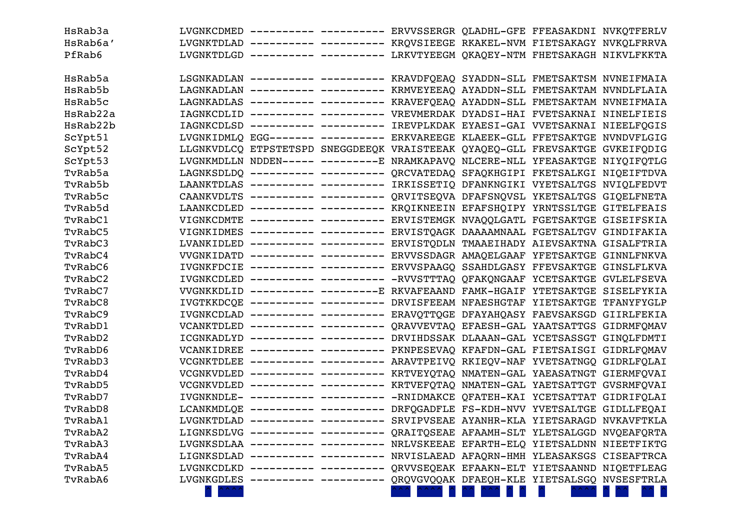```
HsRab3a      LVGNKCDMED ---------- ---------- ERVVSSERGR QLADHL-GFE FFEASAKDNI NVKQTFERLV
HsRab6a'     LVGNKTDLAD ---------- ---------- KRQVSIEEGE RKAKEL-NVM FIETSAKAGY NVKQLFRRVA
PfRab6       LVGNKTDLGD ---------- ---------- LRKVTYEEGM QKAQEY-NTM FHETSAKAGH NIKVLFKKTA

HsRab5a      LSGNKADLAN ---------- ---------- KRAVDFQEAQ SYADDN-SLL FMETSAKTSM NVNEIFMAIA
HsRab5b      LAGNKADLAN ---------- ---------- KRMVEYEEAQ AYADDN-SLL FMETSAKTAM NVNDLFLAIA
HsRab5c      LAGNKADLAS ---------- ---------- KRAVEFQEAQ AYADDN-SLL FMETSAKTAM NVNEIFMAIA
HsRab22a     IAGNKCDLID ---------- ---------- VREVMERDAK DYADSI-HAI FVETSAKNAI NINELFIEIS
HsRab22b     IAGNKCDLSD ---------- ---------- IREVPLKDAK EYAESI-GAI VVETSAKNAI NIEELFQGIS
ScYpt51      LVGNKIDMLQ EGG------- ---------- ERKVAREEGE KLAEEK-GLL FFETSAKTGE NVNDVFLGIG
ScYpt52      LLGNKVDLCQ ETPSTETSPD SNEGGDEEQK VRAISTEEAK QYAQEQ-GLL FREVSAKTGE GVKEIFQDIG
ScYpt53      LVGNKMDLLN NDDEN----- ---------E NRAMKAPAVQ NLCERE-NLL YFEASAKTGE NIYQIFQTLG
TvRab5a      LAGNKSDLDQ ---------- ---------- QRCVATEDAQ SFAQKHGIPI FKETSALKGI NIQEIFTDVA
TvRab5b      LAANKTDLAS ---------- ---------- IRKISSETIQ DFANKNGIKI VYETSALTGS NVIQLFEDVT
TvRab5c      CAANKVDLTS ---------- ---------- QRVITSEQVA DFAFSNQVSL YKETSALTGS GIQELFNETA
TvRab5d      LAANKCDLED ---------- ---------- KRQIKNEEIN EFAFSHQIPY YRNTSSLTGE GITELFEAIS
TvRabC1      VIGNKCDMTE ---------- ---------- ERVISTEMGK NVAQQLGATL FGETSAKTGE GISEIFSKIA
TvRabC5      VIGNKIDMES ---------- ---------- ERVISTQAGK DAAAAMNAAL FGETSALTGV GINDIFAKIA
TvRabC3      LVANKIDLED ---------- ---------- ERVISTQDLN TMAAEIHADY AIEVSAKTNA GISALFTRIA
TvRabC4      VVGNKIDATD ---------- ---------- ERVVSSDAGR AMAQELGAAF YFETSAKTGE GINNLFNKVA
TvRabC6      IVGNKFDCIE ---------- ---------- ERVVSPAAGQ SSAHDLGASY FFEVSAKTGE GINSLFLKVA
TvRabC2      IVGNKCDLED ---------- ---------- -RVVSTTTAQ QFAKQNGAAF YCETSAKTGE GVLELFSEVA
TvRabC7      VVGNKKDLID ---------- ---------E RKVAFEAAND FAMK-HGAIF YTETSAKTGE SISELFYKIA
TvRabC8      IVGTKKDCQE ---------- ---------- DRVISFEEAM NFAESHGTAF YIETSAKTGE TFANYFYGLP
TvRabC9      IVGNKCDLAD ---------- ---------- ERAVQTTQGE DFAYAHQASY FAEVSAKSGD GIIRLFEKIA
TvRabD1      VCANKTDLED ---------- ---------- QRAVVEVTAQ EFAESH-GAL YAATSATTGS GIDRMFQMAV
TvRabD2      ICGNKADLYD ---------- ---------- DRVIHDSSAK DLAAAN-GAL YCETSASSGT GINQLFDMTI
TvRabD6      VCANKIDREE ---------- ---------- PKNPESEVAQ KFAFDN-GAL FIETSAISGI GIDRLFQMAV
TvRabD3      VCGNKTDLEE ---------- ---------- ARAVTPEIVQ RKIEQV-NAF YVETSATNGQ GIDRLFQLAI
TvRabD4      VCGNKVDLED ---------- ---------- KRTVEYQTAQ NMATEN-GAL YAEASATNGT GIERMFQVAI
TvRabD5      VCGNKVDLED ---------- ---------- KRTVEFQTAQ NMATEN-GAL YAETSATTGT GVSRMFQVAI
TvRabD7      IVGNKNDLE- ---------- ---------- -RNIDMAKCE QFATEH-KAI YCETSATTAT GIDRIFQLAI
TvRabD8      LCANKMDLQE ---------- ---------- DRFQGADFLE FS-KDH-NVV YVETSALTGE GIDLLFEQAI
TvRabA1      LVGNKTDLAD ---------- ---------- SRVIPVSEAE AYANHR-KLA YIETSARAGD NVKAVFTKLA
TvRabA2      LIGNKSDLVG ---------- ---------- QRAITQSEAE AFAAMH-SLT YLETSALGGD NVQEAFQRTA
TvRabA3      LVGNKSDLAA ---------- ---------- NRLVSKEEAE EFARTH-ELQ YIETSALDNN NIEETFIKTG
TvRabA4      LIGNKSDLAD ---------- ---------- NRVISLAEAD AFAQRN-HMH YLEASAKSGS CISEAFTRCA
TvRabA5      LVGNKCDLKD ---------- ---------- QRVVSEQEAK EFAAKN-ELT YIETSAANND NIQETFLEAG
TvRabA6      LVGNKGDLES ---------- ---------- QRQVGVQQAK DFAEQH-KLE YIETSALSGQ NVSESFTRLA
             ^ ^^^^                         ^^^ ^^^^ ^ ^^ ^^^ ^ ^  ^     ^^^^ ^ ^^  ^^ ^
```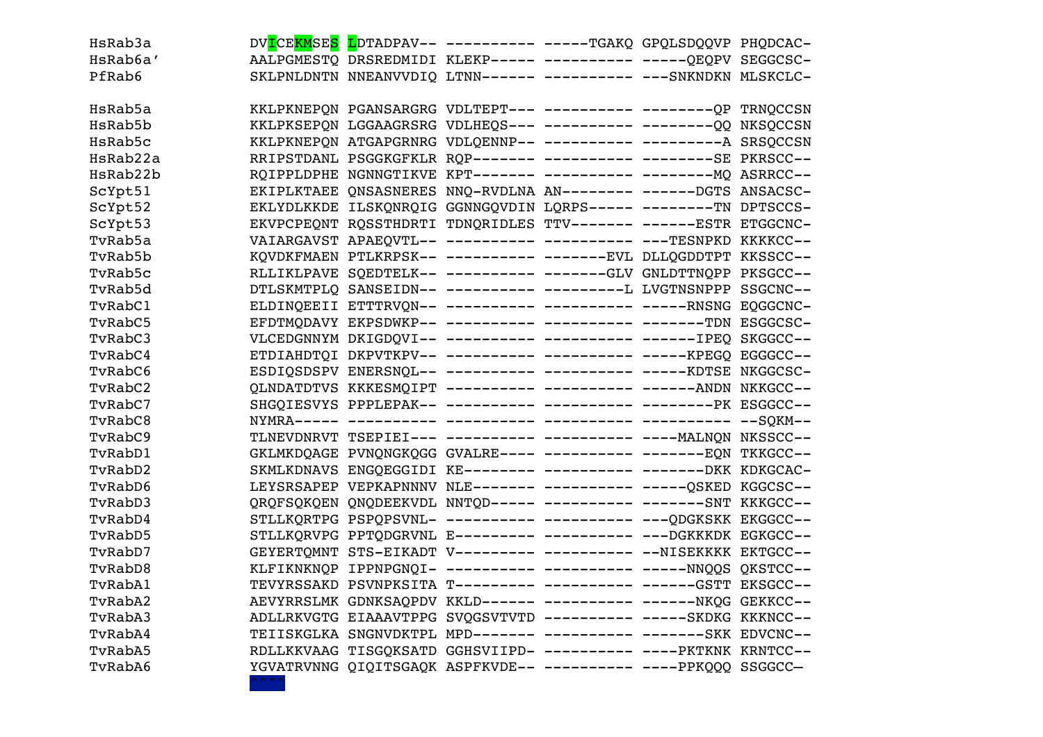```
HsRab3a      DVICEKMSES LDTADPAV-- ---------- -----TGAKQ GPQLSDQQVP PHQDCAC-
HsRab6a'     AALPGMESTQ DRSREDMIDI KLEKP----- ---------- -----QEQPV SEGGCSC-
PfRab6       SKLPNLDNTN NNEANVVDIQ LTNN------ ---------- ---SNKNDKN MLSKCLC-

HsRab5a      KKLPKNEPQN PGANSARGRG VDLTEPT--- ---------- --------QP TRNQCCSN
HsRab5b      KKLPKSEPQN LGGAAGRSRG VDLHEQS--- ---------- --------QQ NKSQCCSN
HsRab5c      KKLPKNEPQN ATGAPGRNRG VDLQENNP-- ---------- ---------A SRSQCCSN
HsRab22a     RRIPSTDANL PSGGKGFKLR RQP------- ---------- --------SE PKRSCC--
HsRab22b     RQIPPLDPHE NGNNGTIKVE KPT------- ---------- --------MQ ASRRCC--
ScYpt51      EKIPLKTAEE QNSASNERES NNQ-RVDLNA AN-------- ------DGTS ANSACSC-
ScYpt52      EKLYDLKKDE ILSKQNRQIG GGNNGQVDIN LQRPS----- --------TN DPTSCCS-
ScYpt53      EKVPCPEQNT RQSSTHDRTI TDNQRIDLES TTV------- ------ESTR ETGGCNC-
TvRab5a      VAIARGAVST APAEQVTL-- ---------- ---------- ---TESNPKD KKKKCC--
TvRab5b      KQVDKFMAEN PTLKRPSK-- ---------- -------EVL DLLQGDDTPT KKSSCC--
TvRab5c      RLLIKLPAVE SQEDTELK-- ---------- -------GLV GNLDTTNQPP PKSGCC--
TvRab5d      DTLSKMTPLQ SANSEIDN-- ---------- ---------L LVGTNSNPPP SSGCNC--
TvRabC1      ELDINQEEII ETTTRVQN-- ---------- ---------- -----RNSNG EQGGCNC-
TvRabC5      EFDTMQDAVY EKPSDWKP-- ---------- ---------- -------TDN ESGGCSC-
TvRabC3      VLCEDGNNYM DKIGDQVI-- ---------- ---------- ------IPEQ SKGGCC--
TvRabC4      ETDIAHDTQI DKPVTKPV-- ---------- ---------- -----KPEGQ EGGGCC--
TvRabC6      ESDIQSDSPV ENERSNQL-- ---------- ---------- -----KDTSE NKGGCSC-
TvRabC2      QLNDATDTVS KKKESMQIPT ---------- ---------- ------ANDN NKKGCC--
TvRabC7      SHGQIESVYS PPPLEPAK-- ---------- ---------- --------PK ESGGCC--
TvRabC8      NYMRA----- ---------- ---------- ---------- ---------- --SQKM--
TvRabC9      TLNEVDNRVT TSEPIEI--- ---------- ---------- ----MALNQN NKSSCC--
TvRabD1      GKLMKDQAGE PVNQNGKQGG GVALRE---- ---------- -------EQN TKKGCC--
TvRabD2      SKMLKDNAVS ENGQEGGIDI KE-------- ---------- -------DKK KDKGCAC-
TvRabD6      LEYSRSAPEP VEPKAPNNNV NLE------- ---------- -----QSKED KGGCSC--
TvRabD3      QRQFSQKQEN QNQDEEKVDL NNTQD----- ---------- -------SNT KKKGCC--
TvRabD4      STLLKQRTPG PSPQPSVNL- ---------- ---------- ---QDGKSKK EKGGCC--
TvRabD5      STLLKQRVPG PPTQDGRVNL E--------- ---------- ---DGKKKDK EGKGCC--
TvRabD7      GEYERTQMNT STS-EIKADT V--------- ---------- --NISEKKKK EKTGCC--
TvRabD8      KLFIKNKNQP IPPNPGNQI- ---------- ---------- -----NNQQS QKSTCC--
TvRabA1      TEVYRSSAKD PSVNPKSITA T--------- ---------- ------GSTT EKSGCC--
TvRabA2      AEVYRRSLMK GDNKSAQPDV KKLD------ ---------- ------NKQG GEKKCC--
TvRabA3      ADLLRKVGTG EIAAAVTPPG SVQGSVTVTD ---------- -----SKDKG KKKNCC--
TvRabA4      TEIISKGLKA SNGNVDKTPL MPD------- ---------- -------SKK EDVCNC--
TvRabA5      RDLLKKVAAG TISGQKSATD GGHSVIIPD- ---------- ----PKTKNK KRNTCC--
TvRabA6      YGVATRVNNG QIQITSGAQK ASPFKVDE-- ---------- ----PPKQQQ SSGGCC–
             ^^^^
```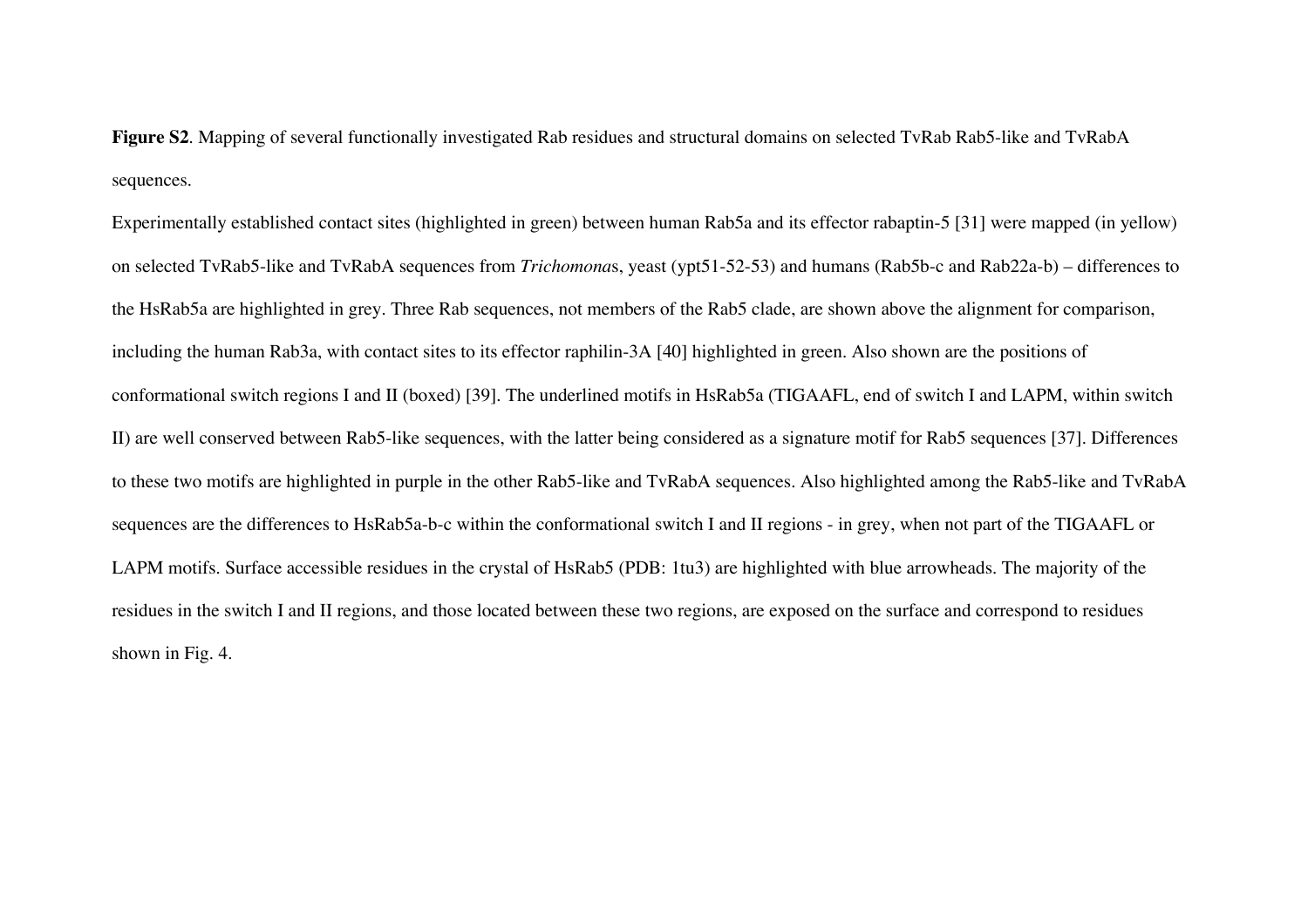**Figure S2**. Mapping of several functionally investigated Rab residues and structural domains on selected TvRab Rab5-like and TvRabA sequences.

Experimentally established contact sites (highlighted in green) between human Rab5a and its effector rabaptin-5 [31] were mapped (in yellow) on selected TvRab5-like and TvRabA sequences from *Trichomonas*, yeast (ypt51-52-53) and humans (Rab5b-c and Rab22a-b) – differences to the HsRab5a are highlighted in grey. Three Rab sequences, not members of the Rab5 clade, are shown above the alignment for comparison, including the human Rab3a, with contact sites to its effector raphilin-3A [40] highlighted in green. Also shown are the positions of conformational switch regions I and II (boxed) [39]. The underlined motifs in HsRab5a (TIGAAFL, end of switch I and LAPM, within switch II) are well conserved between Rab5-like sequences, with the latter being considered as a signature motif for Rab5 sequences [37]. Differences to these two motifs are highlighted in purple in the other Rab5-like and TvRabA sequences. Also highlighted among the Rab5-like and TvRabA sequences are the differences to HsRab5a-b-c within the conformational switch I and II regions - in grey, when not part of the TIGAAFL or LAPM motifs. Surface accessible residues in the crystal of HsRab5 (PDB: 1tu3) are highlighted with blue arrowheads. The majority of the residues in the switch I and II regions, and those located between these two regions, are exposed on the surface and correspond to residues shown in Fig. 4.